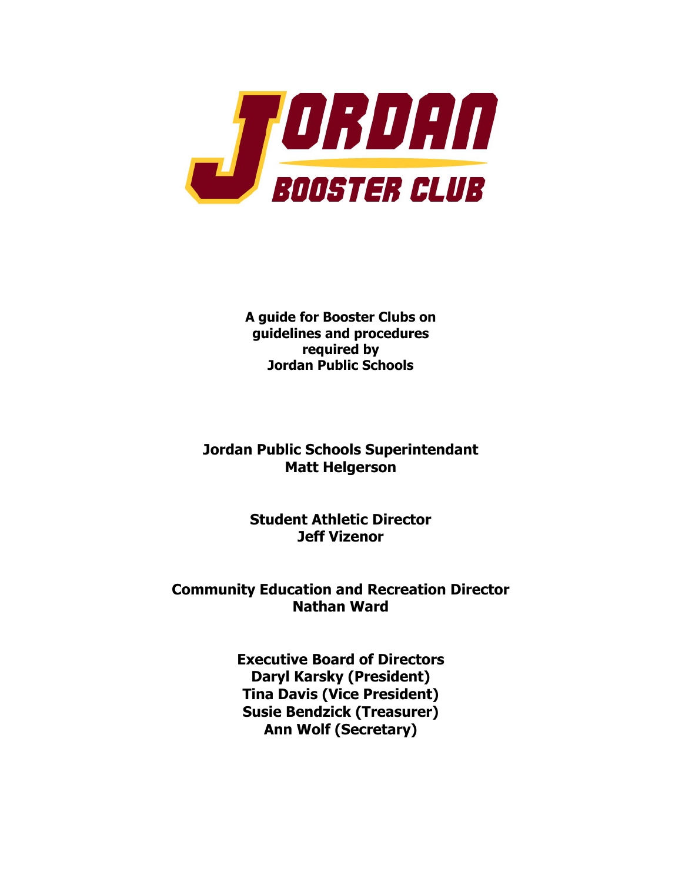# JORDAN BOOSTER CLUB

**A guide for Booster Clubs on guidelines and procedures required by Jordan Public Schools**

**Jordan Public Schools Superintendant**
**Matt Helgerson**

**Student Athletic Director**
**Jeff Vizenor**

**Community Education and Recreation Director**
**Nathan Ward**

**Executive Board of Directors**
**Daryl Karsky (President)**
**Tina Davis (Vice President)**
**Susie Bendzick (Treasurer)**
**Ann Wolf (Secretary)**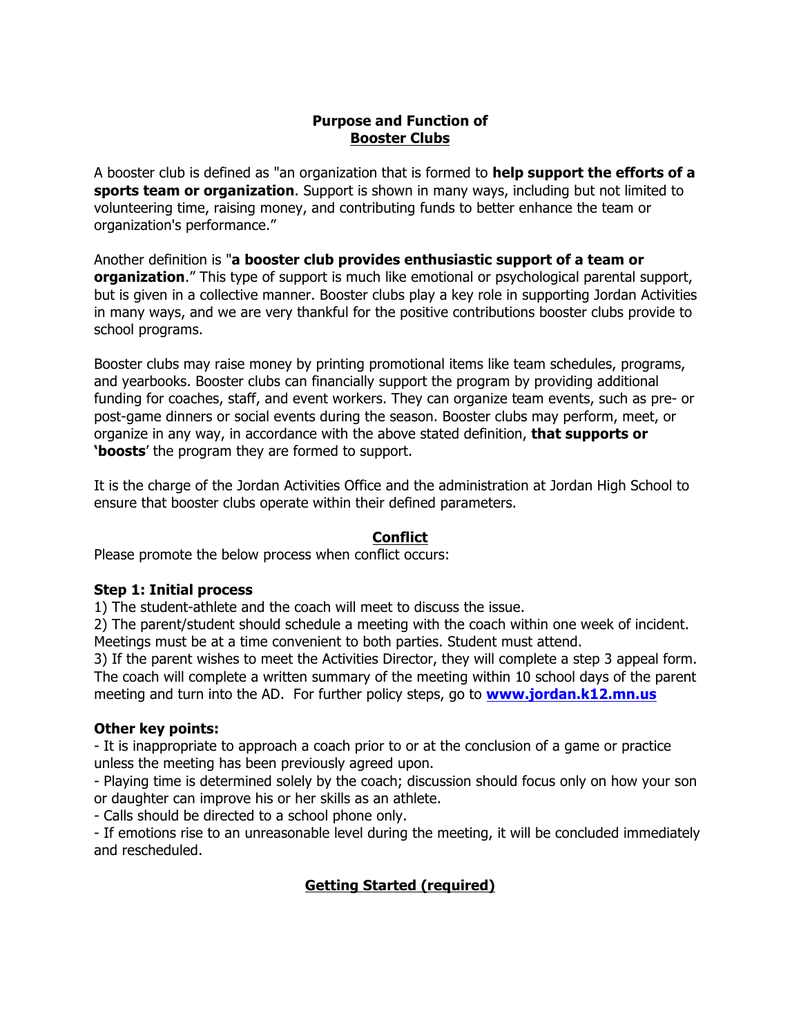## Purpose and Function of Booster Clubs

A booster club is defined as "an organization that is formed to **help support the efforts of a sports team or organization**. Support is shown in many ways, including but not limited to volunteering time, raising money, and contributing funds to better enhance the team or organization's performance."

Another definition is "**a booster club provides enthusiastic support of a team or organization**." This type of support is much like emotional or psychological parental support, but is given in a collective manner. Booster clubs play a key role in supporting Jordan Activities in many ways, and we are very thankful for the positive contributions booster clubs provide to school programs.

Booster clubs may raise money by printing promotional items like team schedules, programs, and yearbooks. Booster clubs can financially support the program by providing additional funding for coaches, staff, and event workers. They can organize team events, such as pre- or post-game dinners or social events during the season. Booster clubs may perform, meet, or organize in any way, in accordance with the above stated definition, **that supports or 'boosts**' the program they are formed to support.

It is the charge of the Jordan Activities Office and the administration at Jordan High School to ensure that booster clubs operate within their defined parameters.

## Conflict

Please promote the below process when conflict occurs:

**Step 1: Initial process**

1) The student-athlete and the coach will meet to discuss the issue.
2) The parent/student should schedule a meeting with the coach within one week of incident. Meetings must be at a time convenient to both parties. Student must attend.
3) If the parent wishes to meet the Activities Director, they will complete a step 3 appeal form. The coach will complete a written summary of the meeting within 10 school days of the parent meeting and turn into the AD. For further policy steps, go to **www.jordan.k12.mn.us**

**Other key points:**

- It is inappropriate to approach a coach prior to or at the conclusion of a game or practice unless the meeting has been previously agreed upon.
- Playing time is determined solely by the coach; discussion should focus only on how your son or daughter can improve his or her skills as an athlete.
- Calls should be directed to a school phone only.
- If emotions rise to an unreasonable level during the meeting, it will be concluded immediately and rescheduled.

## Getting Started (required)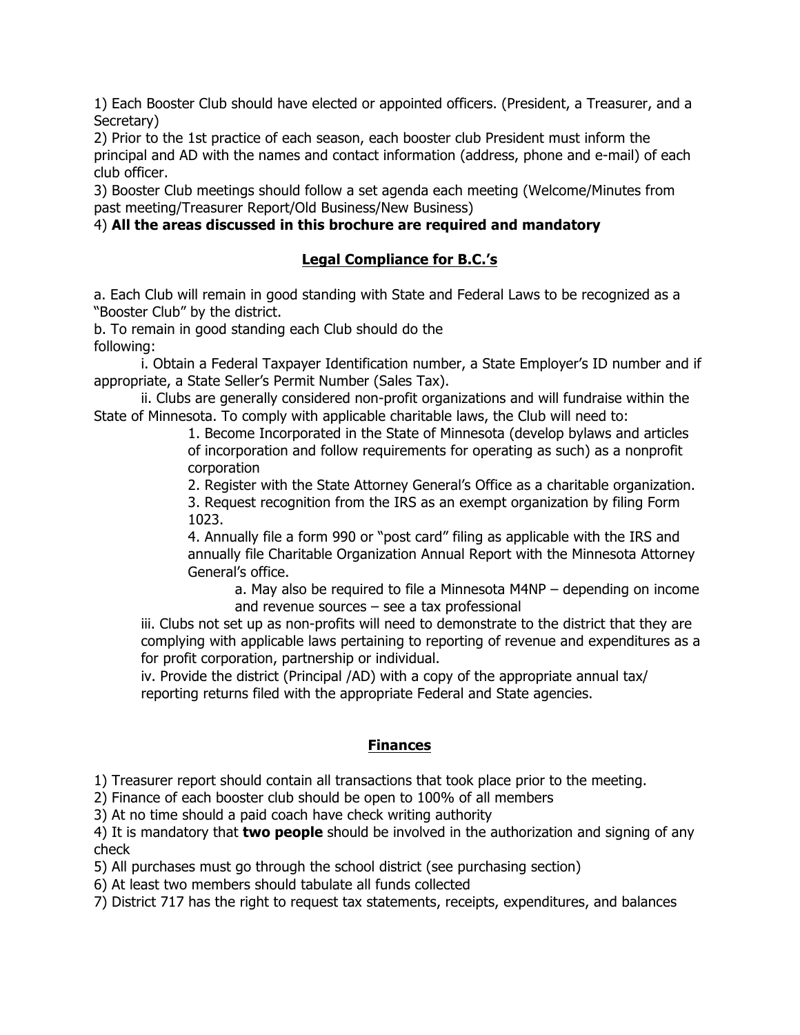1) Each Booster Club should have elected or appointed officers. (President, a Treasurer, and a Secretary)

2) Prior to the 1st practice of each season, each booster club President must inform the principal and AD with the names and contact information (address, phone and e-mail) of each club officer.

3) Booster Club meetings should follow a set agenda each meeting (Welcome/Minutes from past meeting/Treasurer Report/Old Business/New Business)

4) **All the areas discussed in this brochure are required and mandatory**

## Legal Compliance for B.C.'s

a. Each Club will remain in good standing with State and Federal Laws to be recognized as a "Booster Club" by the district.

b. To remain in good standing each Club should do the following:

i. Obtain a Federal Taxpayer Identification number, a State Employer's ID number and if appropriate, a State Seller's Permit Number (Sales Tax).

ii. Clubs are generally considered non-profit organizations and will fundraise within the State of Minnesota. To comply with applicable charitable laws, the Club will need to:

1. Become Incorporated in the State of Minnesota (develop bylaws and articles of incorporation and follow requirements for operating as such) as a nonprofit corporation
2. Register with the State Attorney General's Office as a charitable organization.
3. Request recognition from the IRS as an exempt organization by filing Form 1023.
4. Annually file a form 990 or "post card" filing as applicable with the IRS and annually file Charitable Organization Annual Report with the Minnesota Attorney General's office.
   a. May also be required to file a Minnesota M4NP – depending on income and revenue sources – see a tax professional

iii. Clubs not set up as non-profits will need to demonstrate to the district that they are complying with applicable laws pertaining to reporting of revenue and expenditures as a for profit corporation, partnership or individual.

iv. Provide the district (Principal /AD) with a copy of the appropriate annual tax/ reporting returns filed with the appropriate Federal and State agencies.

## Finances

1) Treasurer report should contain all transactions that took place prior to the meeting.

2) Finance of each booster club should be open to 100% of all members

3) At no time should a paid coach have check writing authority

4) It is mandatory that **two people** should be involved in the authorization and signing of any check

5) All purchases must go through the school district (see purchasing section)

6) At least two members should tabulate all funds collected

7) District 717 has the right to request tax statements, receipts, expenditures, and balances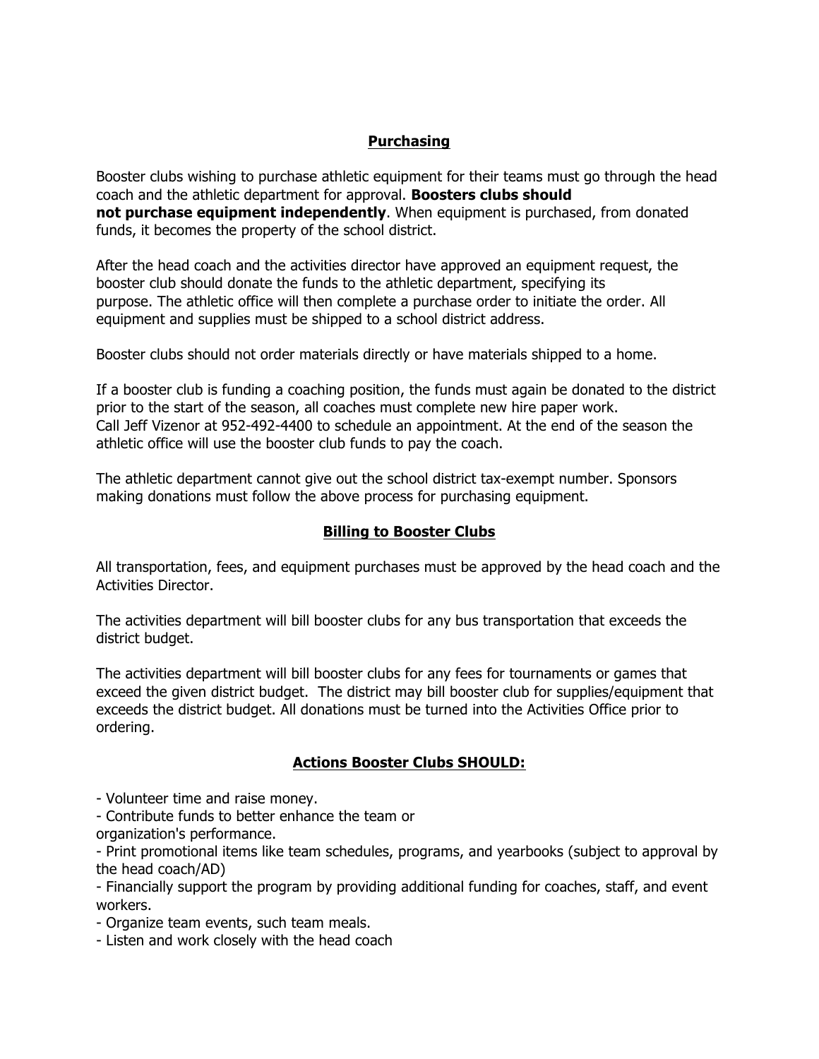## Purchasing

Booster clubs wishing to purchase athletic equipment for their teams must go through the head coach and the athletic department for approval. **Boosters clubs should not purchase equipment independently**. When equipment is purchased, from donated funds, it becomes the property of the school district.

After the head coach and the activities director have approved an equipment request, the booster club should donate the funds to the athletic department, specifying its purpose. The athletic office will then complete a purchase order to initiate the order. All equipment and supplies must be shipped to a school district address.

Booster clubs should not order materials directly or have materials shipped to a home.

If a booster club is funding a coaching position, the funds must again be donated to the district prior to the start of the season, all coaches must complete new hire paper work. Call Jeff Vizenor at 952-492-4400 to schedule an appointment. At the end of the season the athletic office will use the booster club funds to pay the coach.

The athletic department cannot give out the school district tax-exempt number. Sponsors making donations must follow the above process for purchasing equipment.

## Billing to Booster Clubs

All transportation, fees, and equipment purchases must be approved by the head coach and the Activities Director.

The activities department will bill booster clubs for any bus transportation that exceeds the district budget.

The activities department will bill booster clubs for any fees for tournaments or games that exceed the given district budget. The district may bill booster club for supplies/equipment that exceeds the district budget. All donations must be turned into the Activities Office prior to ordering.

## Actions Booster Clubs SHOULD:

- Volunteer time and raise money.
- Contribute funds to better enhance the team or organization's performance.
- Print promotional items like team schedules, programs, and yearbooks (subject to approval by the head coach/AD)
- Financially support the program by providing additional funding for coaches, staff, and event workers.
- Organize team events, such team meals.
- Listen and work closely with the head coach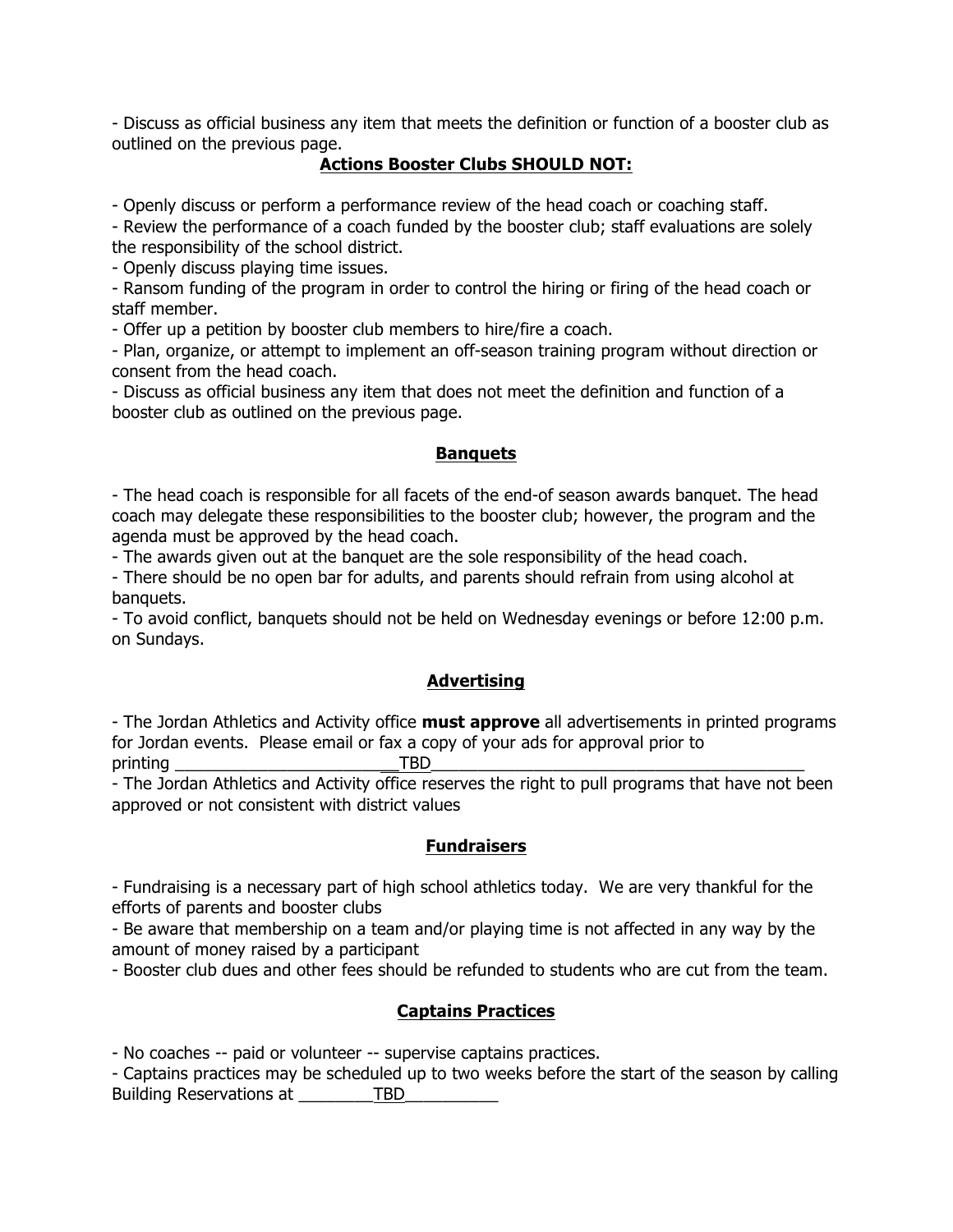- Discuss as official business any item that meets the definition or function of a booster club as outlined on the previous page.

## Actions Booster Clubs SHOULD NOT:

- Openly discuss or perform a performance review of the head coach or coaching staff.
- Review the performance of a coach funded by the booster club; staff evaluations are solely the responsibility of the school district.
- Openly discuss playing time issues.
- Ransom funding of the program in order to control the hiring or firing of the head coach or staff member.
- Offer up a petition by booster club members to hire/fire a coach.
- Plan, organize, or attempt to implement an off-season training program without direction or consent from the head coach.
- Discuss as official business any item that does not meet the definition and function of a booster club as outlined on the previous page.

## Banquets

- The head coach is responsible for all facets of the end-of season awards banquet. The head coach may delegate these responsibilities to the booster club; however, the program and the agenda must be approved by the head coach.
- The awards given out at the banquet are the sole responsibility of the head coach.
- There should be no open bar for adults, and parents should refrain from using alcohol at banquets.
- To avoid conflict, banquets should not be held on Wednesday evenings or before 12:00 p.m. on Sundays.

## Advertising

- The Jordan Athletics and Activity office **must approve** all advertisements in printed programs for Jordan events. Please email or fax a copy of your ads for approval prior to printing __________________________TBD__________________________________________
- The Jordan Athletics and Activity office reserves the right to pull programs that have not been approved or not consistent with district values

## Fundraisers

- Fundraising is a necessary part of high school athletics today. We are very thankful for the efforts of parents and booster clubs
- Be aware that membership on a team and/or playing time is not affected in any way by the amount of money raised by a participant
- Booster club dues and other fees should be refunded to students who are cut from the team.

## Captains Practices

- No coaches -- paid or volunteer -- supervise captains practices.
- Captains practices may be scheduled up to two weeks before the start of the season by calling Building Reservations at ________TBD__________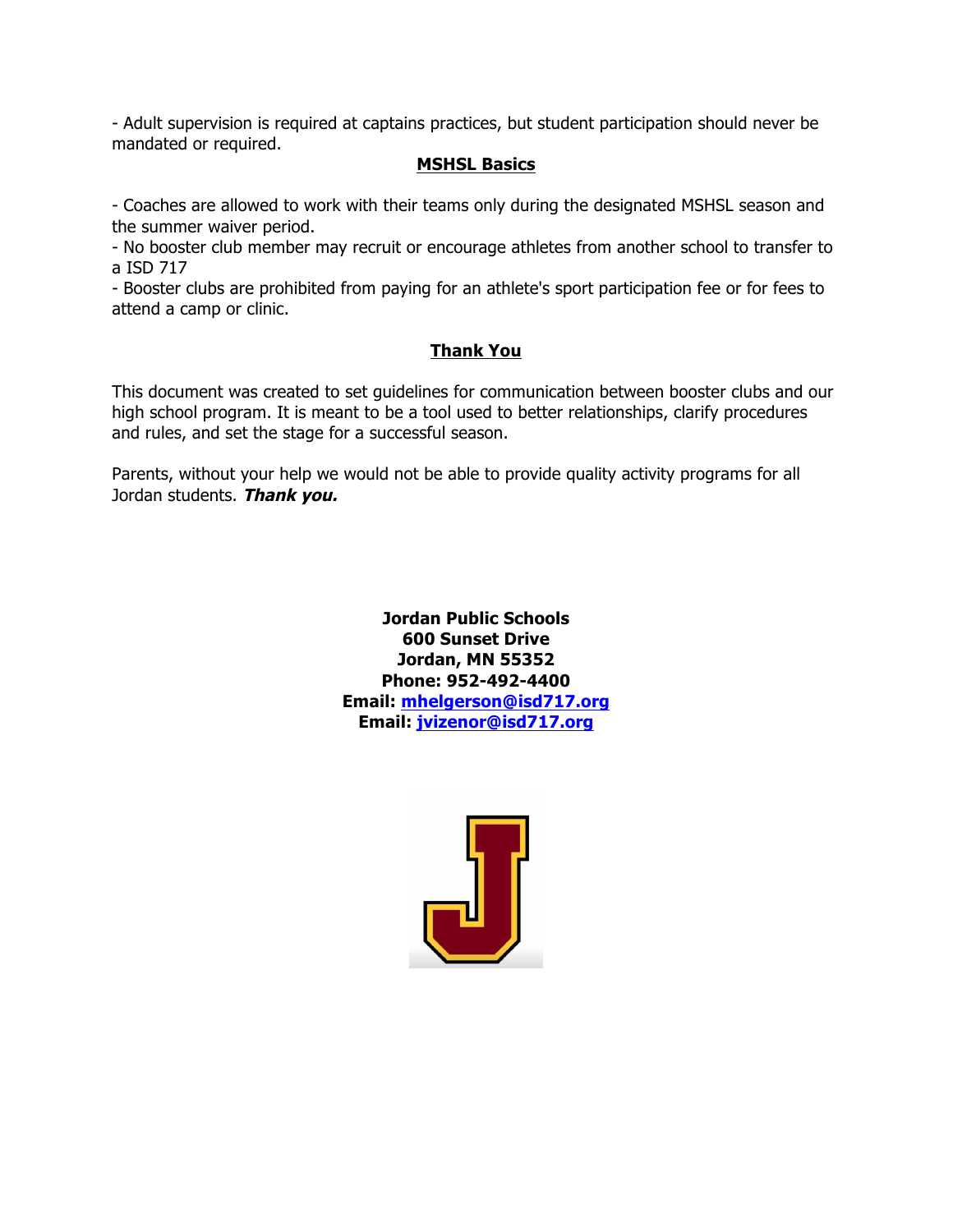- Adult supervision is required at captains practices, but student participation should never be mandated or required.

## MSHSL Basics

- Coaches are allowed to work with their teams only during the designated MSHSL season and the summer waiver period.
- No booster club member may recruit or encourage athletes from another school to transfer to a ISD 717
- Booster clubs are prohibited from paying for an athlete's sport participation fee or for fees to attend a camp or clinic.

## Thank You

This document was created to set guidelines for communication between booster clubs and our high school program. It is meant to be a tool used to better relationships, clarify procedures and rules, and set the stage for a successful season.

Parents, without your help we would not be able to provide quality activity programs for all Jordan students. ***Thank you.***

**Jordan Public Schools**
**600 Sunset Drive**
**Jordan, MN 55352**
**Phone: 952-492-4400**
**Email: mhelgerson@isd717.org**
**Email: jvizenor@isd717.org**